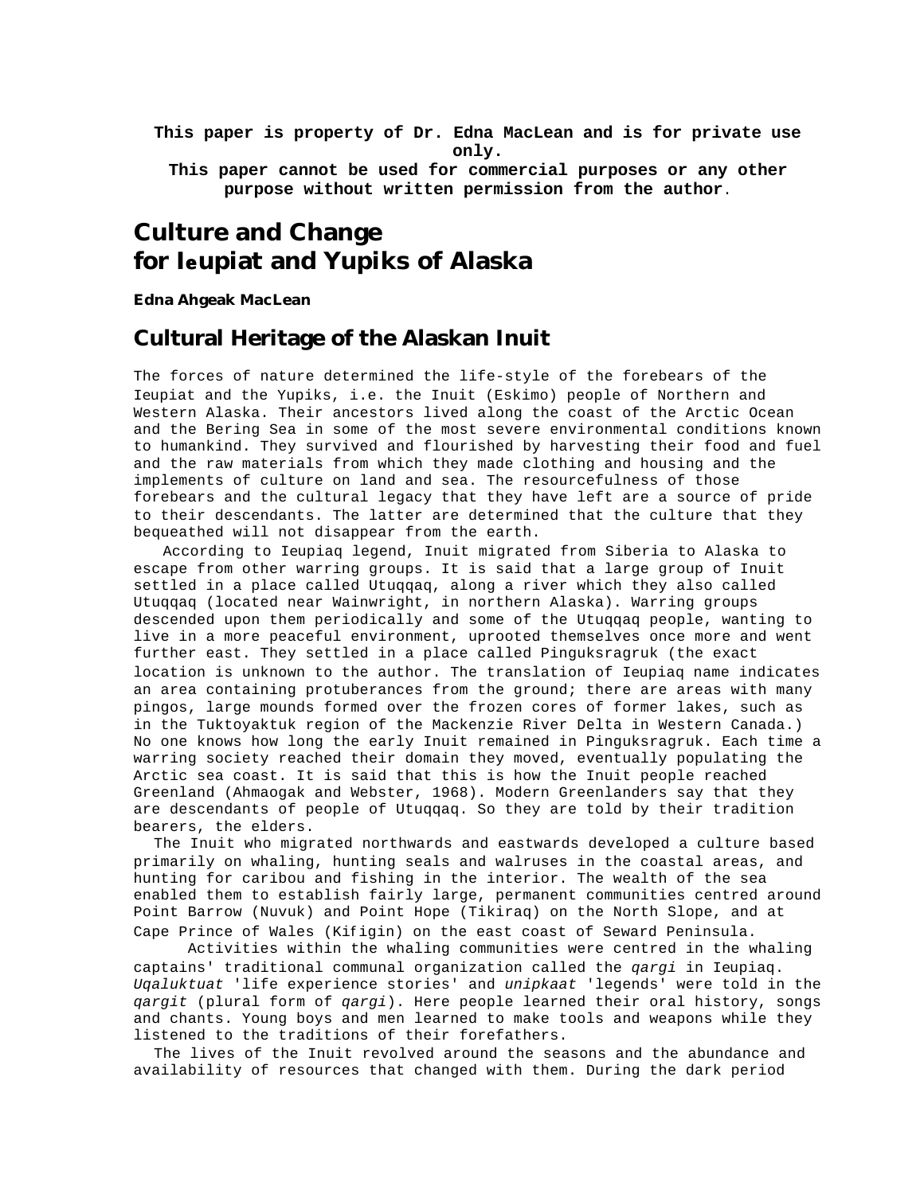**This paper is property of Dr. Edna MacLean and is for private use only.**
**This paper cannot be used for commercial purposes or any other purpose without written permission from the author.**

# Culture and Change for Ieupiat and Yupiks of Alaska

**Edna Ahgeak MacLean**

## Cultural Heritage of the Alaskan Inuit

The forces of nature determined the life-style of the forebears of the Ieupiat and the Yupiks, i.e. the Inuit (Eskimo) people of Northern and Western Alaska. Their ancestors lived along the coast of the Arctic Ocean and the Bering Sea in some of the most severe environmental conditions known to humankind. They survived and flourished by harvesting their food and fuel and the raw materials from which they made clothing and housing and the implements of culture on land and sea. The resourcefulness of those forebears and the cultural legacy that they have left are a source of pride to their descendants. The latter are determined that the culture that they bequeathed will not disappear from the earth.

According to Ieupiaq legend, Inuit migrated from Siberia to Alaska to escape from other warring groups. It is said that a large group of Inuit settled in a place called Utuqqaq, along a river which they also called Utuqqaq (located near Wainwright, in northern Alaska). Warring groups descended upon them periodically and some of the Utuqqaq people, wanting to live in a more peaceful environment, uprooted themselves once more and went further east. They settled in a place called Pinguksragruk (the exact location is unknown to the author. The translation of Ieupiaq name indicates an area containing protuberances from the ground; there are areas with many pingos, large mounds formed over the frozen cores of former lakes, such as in the Tuktoyaktuk region of the Mackenzie River Delta in Western Canada.) No one knows how long the early Inuit remained in Pinguksragruk. Each time a warring society reached their domain they moved, eventually populating the Arctic sea coast. It is said that this is how the Inuit people reached Greenland (Ahmaogak and Webster, 1968). Modern Greenlanders say that they are descendants of people of Utuqqaq. So they are told by their tradition bearers, the elders.

The Inuit who migrated northwards and eastwards developed a culture based primarily on whaling, hunting seals and walruses in the coastal areas, and hunting for caribou and fishing in the interior. The wealth of the sea enabled them to establish fairly large, permanent communities centred around Point Barrow (Nuvuk) and Point Hope (Tikiraq) on the North Slope, and at Cape Prince of Wales (Kifigin) on the east coast of Seward Peninsula.

Activities within the whaling communities were centred in the whaling captains' traditional communal organization called the *qargi* in Ieupiaq. *Uqaluktuat* 'life experience stories' and *unipkaat* 'legends' were told in the *qargit* (plural form of *qargi*). Here people learned their oral history, songs and chants. Young boys and men learned to make tools and weapons while they listened to the traditions of their forefathers.

The lives of the Inuit revolved around the seasons and the abundance and availability of resources that changed with them. During the dark period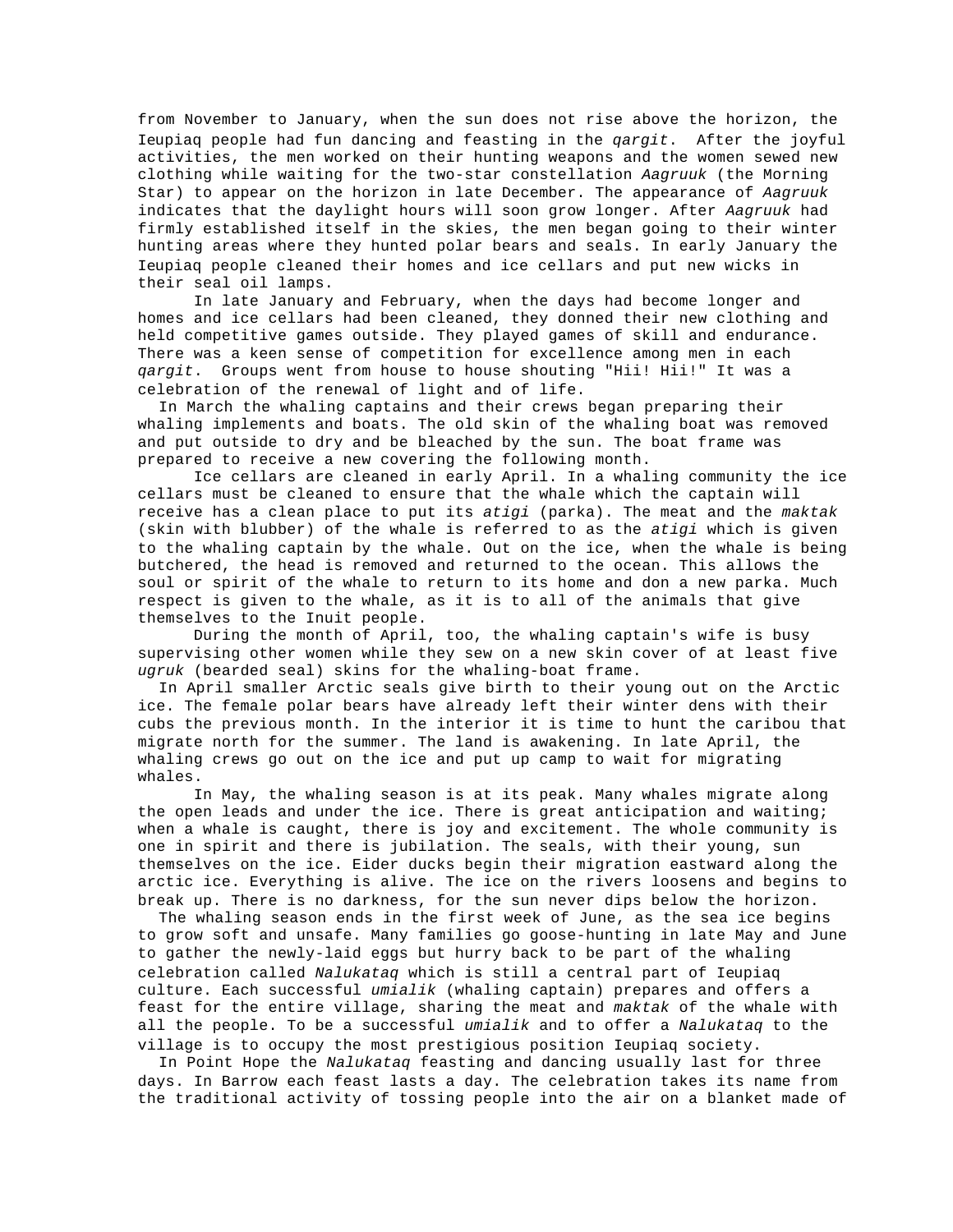from November to January, when the sun does not rise above the horizon, the Ieupiaq people had fun dancing and feasting in the *qargit*. After the joyful activities, the men worked on their hunting weapons and the women sewed new clothing while waiting for the two-star constellation *Aagruuk* (the Morning Star) to appear on the horizon in late December. The appearance of *Aagruuk* indicates that the daylight hours will soon grow longer. After *Aagruuk* had firmly established itself in the skies, the men began going to their winter hunting areas where they hunted polar bears and seals. In early January the Ieupiaq people cleaned their homes and ice cellars and put new wicks in their seal oil lamps.

In late January and February, when the days had become longer and homes and ice cellars had been cleaned, they donned their new clothing and held competitive games outside. They played games of skill and endurance. There was a keen sense of competition for excellence among men in each *qargit*. Groups went from house to house shouting "Hii! Hii!" It was a celebration of the renewal of light and of life.

In March the whaling captains and their crews began preparing their whaling implements and boats. The old skin of the whaling boat was removed and put outside to dry and be bleached by the sun. The boat frame was prepared to receive a new covering the following month.

Ice cellars are cleaned in early April. In a whaling community the ice cellars must be cleaned to ensure that the whale which the captain will receive has a clean place to put its *atigi* (parka). The meat and the *maktak* (skin with blubber) of the whale is referred to as the *atigi* which is given to the whaling captain by the whale. Out on the ice, when the whale is being butchered, the head is removed and returned to the ocean. This allows the soul or spirit of the whale to return to its home and don a new parka. Much respect is given to the whale, as it is to all of the animals that give themselves to the Inuit people.

During the month of April, too, the whaling captain's wife is busy supervising other women while they sew on a new skin cover of at least five *ugruk* (bearded seal) skins for the whaling-boat frame.

In April smaller Arctic seals give birth to their young out on the Arctic ice. The female polar bears have already left their winter dens with their cubs the previous month. In the interior it is time to hunt the caribou that migrate north for the summer. The land is awakening. In late April, the whaling crews go out on the ice and put up camp to wait for migrating whales.

In May, the whaling season is at its peak. Many whales migrate along the open leads and under the ice. There is great anticipation and waiting; when a whale is caught, there is joy and excitement. The whole community is one in spirit and there is jubilation. The seals, with their young, sun themselves on the ice. Eider ducks begin their migration eastward along the arctic ice. Everything is alive. The ice on the rivers loosens and begins to break up. There is no darkness, for the sun never dips below the horizon.

The whaling season ends in the first week of June, as the sea ice begins to grow soft and unsafe. Many families go goose-hunting in late May and June to gather the newly-laid eggs but hurry back to be part of the whaling celebration called *Nalukataq* which is still a central part of Ieupiaq culture. Each successful *umialik* (whaling captain) prepares and offers a feast for the entire village, sharing the meat and *maktak* of the whale with all the people. To be a successful *umialik* and to offer a *Nalukataq* to the village is to occupy the most prestigious position Ieupiaq society.

In Point Hope the *Nalukataq* feasting and dancing usually last for three days. In Barrow each feast lasts a day. The celebration takes its name from the traditional activity of tossing people into the air on a blanket made of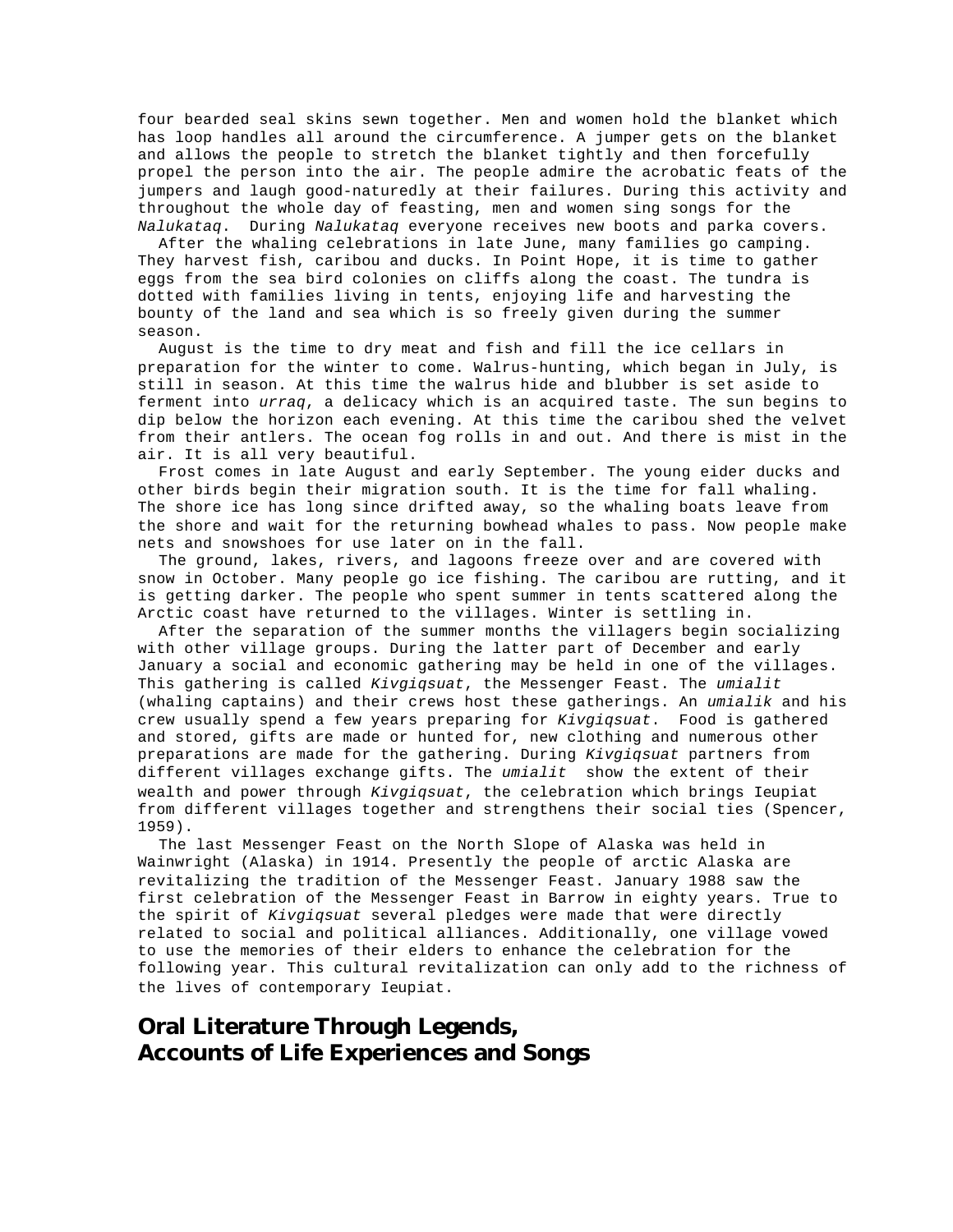four bearded seal skins sewn together. Men and women hold the blanket which has loop handles all around the circumference. A jumper gets on the blanket and allows the people to stretch the blanket tightly and then forcefully propel the person into the air. The people admire the acrobatic feats of the jumpers and laugh good-naturedly at their failures. During this activity and throughout the whole day of feasting, men and women sing songs for the *Nalukataq*. During *Nalukataq* everyone receives new boots and parka covers.

After the whaling celebrations in late June, many families go camping. They harvest fish, caribou and ducks. In Point Hope, it is time to gather eggs from the sea bird colonies on cliffs along the coast. The tundra is dotted with families living in tents, enjoying life and harvesting the bounty of the land and sea which is so freely given during the summer season.

August is the time to dry meat and fish and fill the ice cellars in preparation for the winter to come. Walrus-hunting, which began in July, is still in season. At this time the walrus hide and blubber is set aside to ferment into *urraq*, a delicacy which is an acquired taste. The sun begins to dip below the horizon each evening. At this time the caribou shed the velvet from their antlers. The ocean fog rolls in and out. And there is mist in the air. It is all very beautiful.

Frost comes in late August and early September. The young eider ducks and other birds begin their migration south. It is the time for fall whaling. The shore ice has long since drifted away, so the whaling boats leave from the shore and wait for the returning bowhead whales to pass. Now people make nets and snowshoes for use later on in the fall.

The ground, lakes, rivers, and lagoons freeze over and are covered with snow in October. Many people go ice fishing. The caribou are rutting, and it is getting darker. The people who spent summer in tents scattered along the Arctic coast have returned to the villages. Winter is settling in.

After the separation of the summer months the villagers begin socializing with other village groups. During the latter part of December and early January a social and economic gathering may be held in one of the villages. This gathering is called *Kivgiqsuat*, the Messenger Feast. The *umialit* (whaling captains) and their crews host these gatherings. An *umialik* and his crew usually spend a few years preparing for *Kivgiqsuat*. Food is gathered and stored, gifts are made or hunted for, new clothing and numerous other preparations are made for the gathering. During *Kivgiqsuat* partners from different villages exchange gifts. The *umialit* show the extent of their wealth and power through *Kivgiqsuat*, the celebration which brings Ieupiat from different villages together and strengthens their social ties (Spencer, 1959).

The last Messenger Feast on the North Slope of Alaska was held in Wainwright (Alaska) in 1914. Presently the people of arctic Alaska are revitalizing the tradition of the Messenger Feast. January 1988 saw the first celebration of the Messenger Feast in Barrow in eighty years. True to the spirit of *Kivgiqsuat* several pledges were made that were directly related to social and political alliances. Additionally, one village vowed to use the memories of their elders to enhance the celebration for the following year. This cultural revitalization can only add to the richness of the lives of contemporary Ieupiat.

## Oral Literature Through Legends, Accounts of Life Experiences and Songs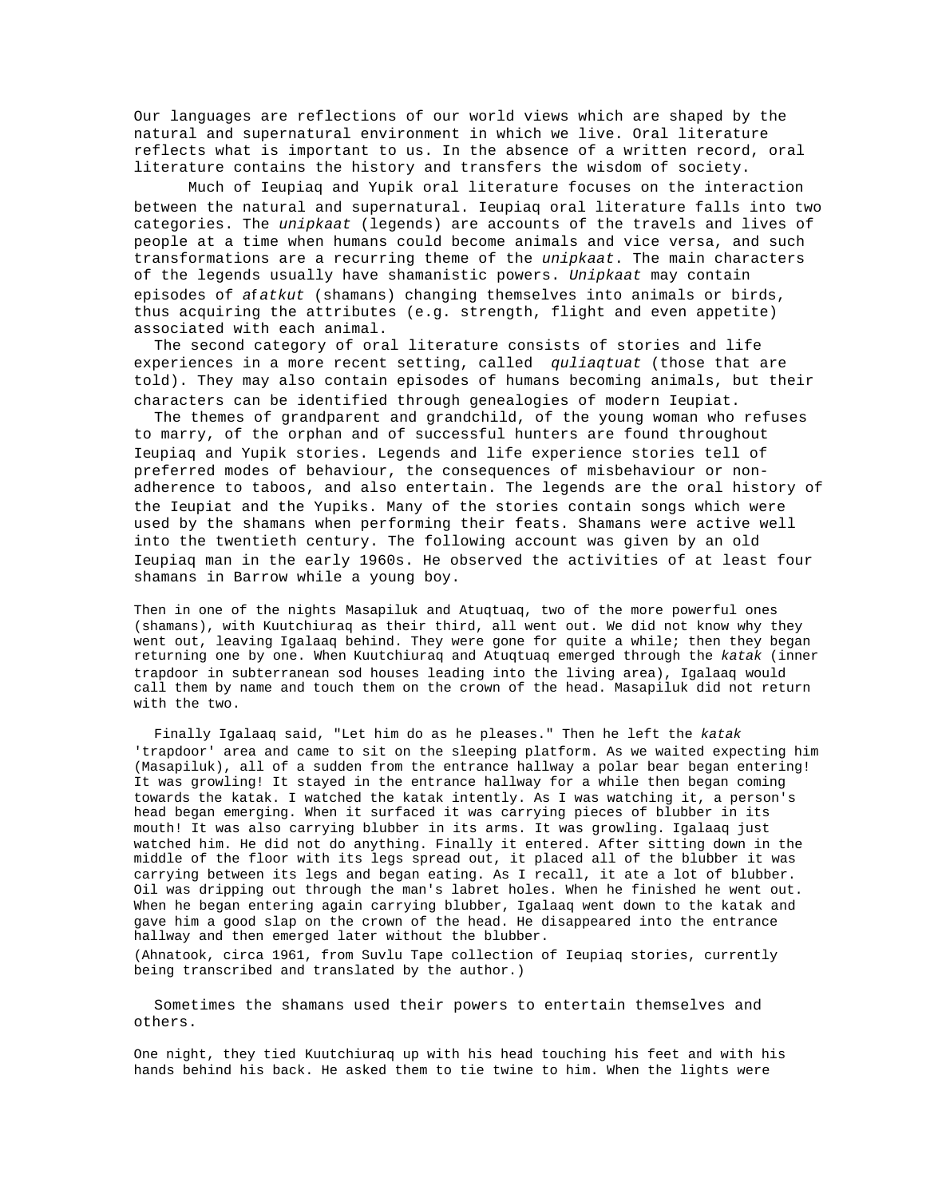Our languages are reflections of our world views which are shaped by the natural and supernatural environment in which we live. Oral literature reflects what is important to us. In the absence of a written record, oral literature contains the history and transfers the wisdom of society.

Much of Ieupiaq and Yupik oral literature focuses on the interaction between the natural and supernatural. Ieupiaq oral literature falls into two categories. The *unipkaat* (legends) are accounts of the travels and lives of people at a time when humans could become animals and vice versa, and such transformations are a recurring theme of the *unipkaat*. The main characters of the legends usually have shamanistic powers. *Unipkaat* may contain episodes of *afatkut* (shamans) changing themselves into animals or birds, thus acquiring the attributes (e.g. strength, flight and even appetite) associated with each animal.

The second category of oral literature consists of stories and life experiences in a more recent setting, called *quliaqtuat* (those that are told). They may also contain episodes of humans becoming animals, but their characters can be identified through genealogies of modern Ieupiat.

The themes of grandparent and grandchild, of the young woman who refuses to marry, of the orphan and of successful hunters are found throughout Ieupiaq and Yupik stories. Legends and life experience stories tell of preferred modes of behaviour, the consequences of misbehaviour or non-adherence to taboos, and also entertain. The legends are the oral history of the Ieupiat and the Yupiks. Many of the stories contain songs which were used by the shamans when performing their feats. Shamans were active well into the twentieth century. The following account was given by an old Ieupiaq man in the early 1960s. He observed the activities of at least four shamans in Barrow while a young boy.

Then in one of the nights Masapiluk and Atuqtuaq, two of the more powerful ones (shamans), with Kuutchiuraq as their third, all went out. We did not know why they went out, leaving Igalaaq behind. They were gone for quite a while; then they began returning one by one. When Kuutchiuraq and Atuqtuaq emerged through the *katak* (inner trapdoor in subterranean sod houses leading into the living area), Igalaaq would call them by name and touch them on the crown of the head. Masapiluk did not return with the two.

Finally Igalaaq said, "Let him do as he pleases." Then he left the *katak* 'trapdoor' area and came to sit on the sleeping platform. As we waited expecting him (Masapiluk), all of a sudden from the entrance hallway a polar bear began entering! It was growling! It stayed in the entrance hallway for a while then began coming towards the katak. I watched the katak intently. As I was watching it, a person's head began emerging. When it surfaced it was carrying pieces of blubber in its mouth! It was also carrying blubber in its arms. It was growling. Igalaaq just watched him. He did not do anything. Finally it entered. After sitting down in the middle of the floor with its legs spread out, it placed all of the blubber it was carrying between its legs and began eating. As I recall, it ate a lot of blubber. Oil was dripping out through the man's labret holes. When he finished he went out. When he began entering again carrying blubber, Igalaaq went down to the katak and gave him a good slap on the crown of the head. He disappeared into the entrance hallway and then emerged later without the blubber.

(Ahnatook, circa 1961, from Suvlu Tape collection of Ieupiaq stories, currently being transcribed and translated by the author.)

Sometimes the shamans used their powers to entertain themselves and others.

One night, they tied Kuutchiuraq up with his head touching his feet and with his hands behind his back. He asked them to tie twine to him. When the lights were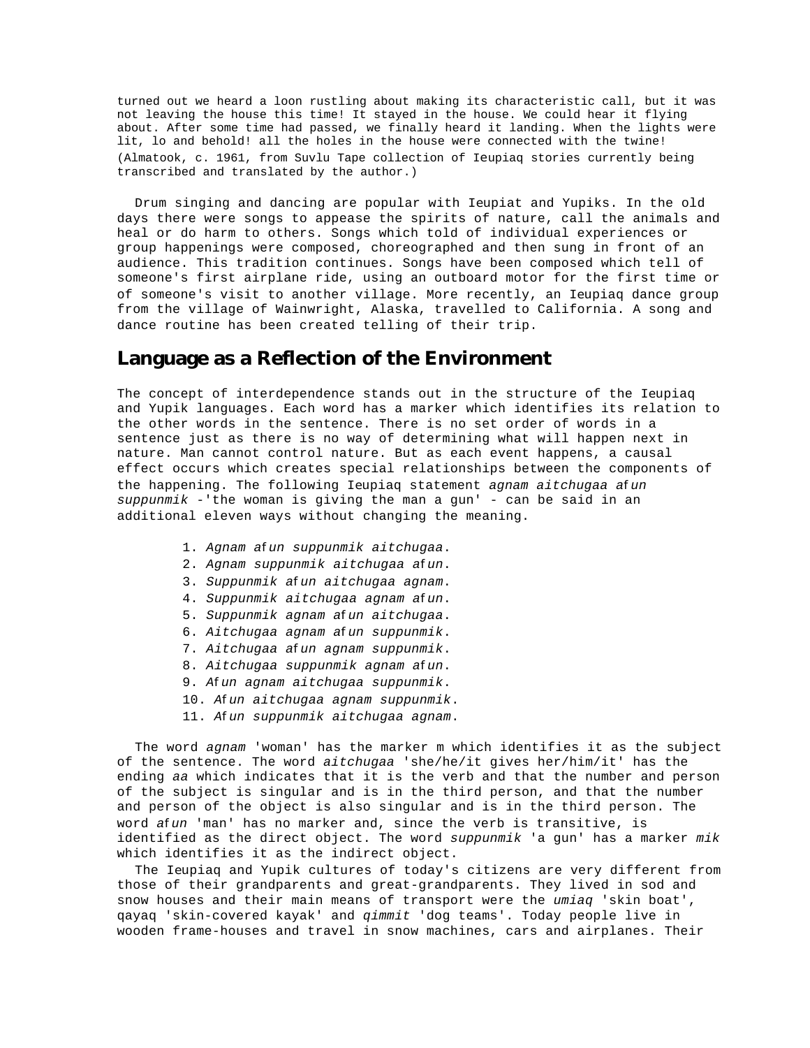turned out we heard a loon rustling about making its characteristic call, but it was not leaving the house this time! It stayed in the house. We could hear it flying about. After some time had passed, we finally heard it landing. When the lights were lit, lo and behold! all the holes in the house were connected with the twine!
(Almatook, c. 1961, from Suvlu Tape collection of Ieupiaq stories currently being transcribed and translated by the author.)

Drum singing and dancing are popular with Ieupiat and Yupiks. In the old days there were songs to appease the spirits of nature, call the animals and heal or do harm to others. Songs which told of individual experiences or group happenings were composed, choreographed and then sung in front of an audience. This tradition continues. Songs have been composed which tell of someone's first airplane ride, using an outboard motor for the first time or of someone's visit to another village. More recently, an Ieupiaq dance group from the village of Wainwright, Alaska, travelled to California. A song and dance routine has been created telling of their trip.

## Language as a Reflection of the Environment

The concept of interdependence stands out in the structure of the Ieupiaq and Yupik languages. Each word has a marker which identifies its relation to the other words in the sentence. There is no set order of words in a sentence just as there is no way of determining what will happen next in nature. Man cannot control nature. But as each event happens, a causal effect occurs which creates special relationships between the components of the happening. The following Ieupiaq statement *agnam aitchugaa afun suppunmik* -'the woman is giving the man a gun' - can be said in an additional eleven ways without changing the meaning.

1. *Agnam afun suppunmik aitchugaa*.
2. *Agnam suppunmik aitchugaa afun*.
3. *Suppunmik afun aitchugaa agnam*.
4. *Suppunmik aitchugaa agnam afun*.
5. *Suppunmik agnam afun aitchugaa*.
6. *Aitchugaa agnam afun suppunmik*.
7. *Aitchugaa afun agnam suppunmik*.
8. *Aitchugaa suppunmik agnam afun*.
9. *Afun agnam aitchugaa suppunmik*.
10. *Afun aitchugaa agnam suppunmik*.
11. *Afun suppunmik aitchugaa agnam*.

The word *agnam* 'woman' has the marker m which identifies it as the subject of the sentence. The word *aitchugaa* 'she/he/it gives her/him/it' has the ending *aa* which indicates that it is the verb and that the number and person of the subject is singular and is in the third person, and that the number and person of the object is also singular and is in the third person. The word *afun* 'man' has no marker and, since the verb is transitive, is identified as the direct object. The word *suppunmik* 'a gun' has a marker *mik* which identifies it as the indirect object.

The Ieupiaq and Yupik cultures of today's citizens are very different from those of their grandparents and great-grandparents. They lived in sod and snow houses and their main means of transport were the *umiaq* 'skin boat', qayaq 'skin-covered kayak' and *qimmit* 'dog teams'. Today people live in wooden frame-houses and travel in snow machines, cars and airplanes. Their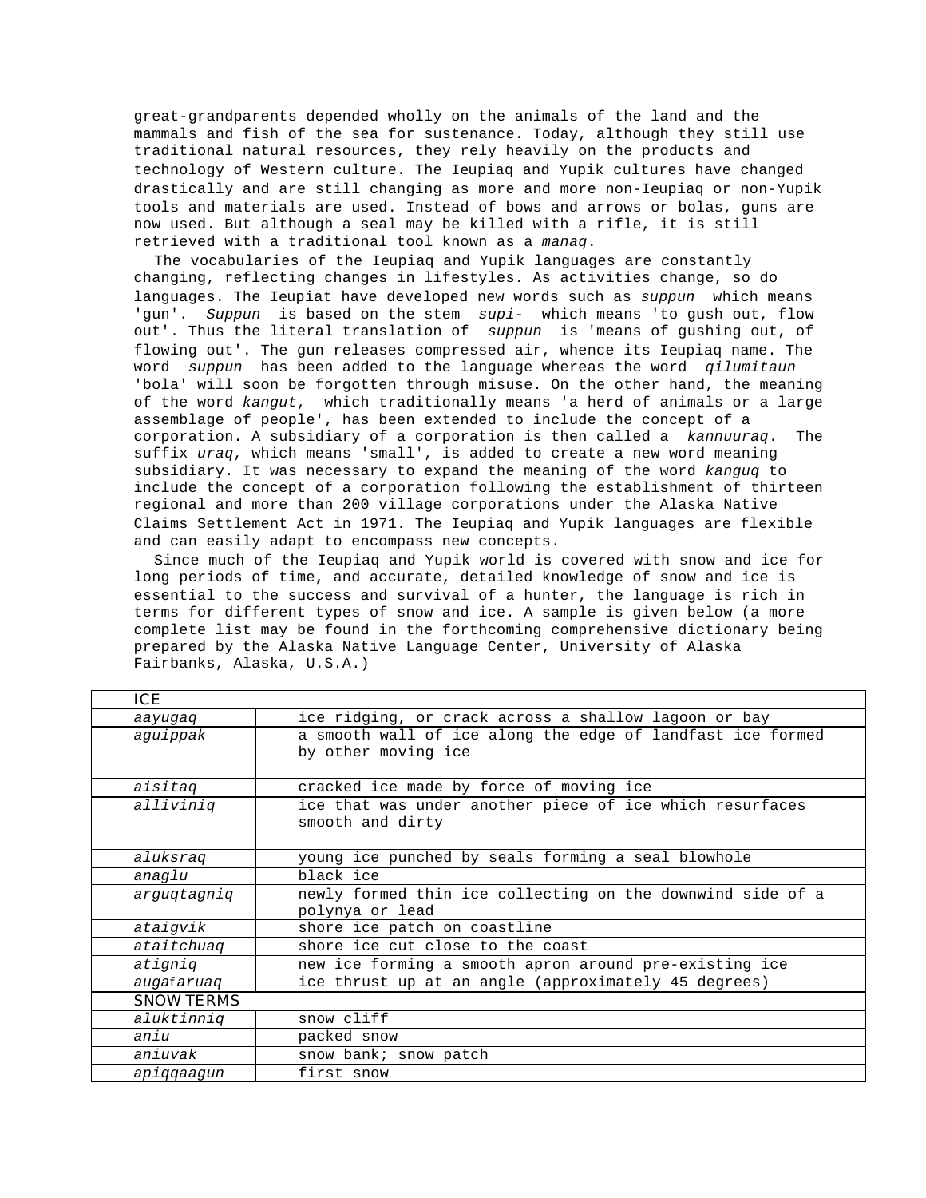great-grandparents depended wholly on the animals of the land and the mammals and fish of the sea for sustenance. Today, although they still use traditional natural resources, they rely heavily on the products and technology of Western culture. The Ieupiaq and Yupik cultures have changed drastically and are still changing as more and more non-Ieupiaq or non-Yupik tools and materials are used. Instead of bows and arrows or bolas, guns are now used. But although a seal may be killed with a rifle, it is still retrieved with a traditional tool known as a *manaq*.

The vocabularies of the Ieupiaq and Yupik languages are constantly changing, reflecting changes in lifestyles. As activities change, so do languages. The Ieupiat have developed new words such as *suppun* which means 'gun'. *Suppun* is based on the stem *supi-* which means 'to gush out, flow out'. Thus the literal translation of *suppun* is 'means of gushing out, of flowing out'. The gun releases compressed air, whence its Ieupiaq name. The word *suppun* has been added to the language whereas the word *qilumitaun* 'bola' will soon be forgotten through misuse. On the other hand, the meaning of the word *kangut*, which traditionally means 'a herd of animals or a large assemblage of people', has been extended to include the concept of a corporation. A subsidiary of a corporation is then called a *kannuuraq*. The suffix *uraq*, which means 'small', is added to create a new word meaning subsidiary. It was necessary to expand the meaning of the word *kanguq* to include the concept of a corporation following the establishment of thirteen regional and more than 200 village corporations under the Alaska Native Claims Settlement Act in 1971. The Ieupiaq and Yupik languages are flexible and can easily adapt to encompass new concepts.

Since much of the Ieupiaq and Yupik world is covered with snow and ice for long periods of time, and accurate, detailed knowledge of snow and ice is essential to the success and survival of a hunter, the language is rich in terms for different types of snow and ice. A sample is given below (a more complete list may be found in the forthcoming comprehensive dictionary being prepared by the Alaska Native Language Center, University of Alaska Fairbanks, Alaska, U.S.A.)

| ICE | |
|---|---|
| *aayugaq* | ice ridging, or crack across a shallow lagoon or bay |
| *aguippak* | a smooth wall of ice along the edge of landfast ice formed by other moving ice |
| *aisitaq* | cracked ice made by force of moving ice |
| *alliviniq* | ice that was under another piece of ice which resurfaces smooth and dirty |
| *aluksraq* | young ice punched by seals forming a seal blowhole |
| *anaglu* | black ice |
| *arguqtagniq* | newly formed thin ice collecting on the downwind side of a polynya or lead |
| *ataigvik* | shore ice patch on coastline |
| *ataitchuaq* | shore ice cut close to the coast |
| *atigniq* | new ice forming a smooth apron around pre-existing ice |
| *augafaruaq* | ice thrust up at an angle (approximately 45 degrees) |
| SNOW TERMS | |
| *aluktinniq* | snow cliff |
| *aniu* | packed snow |
| *aniuvak* | snow bank; snow patch |
| *apiqqaagun* | first snow |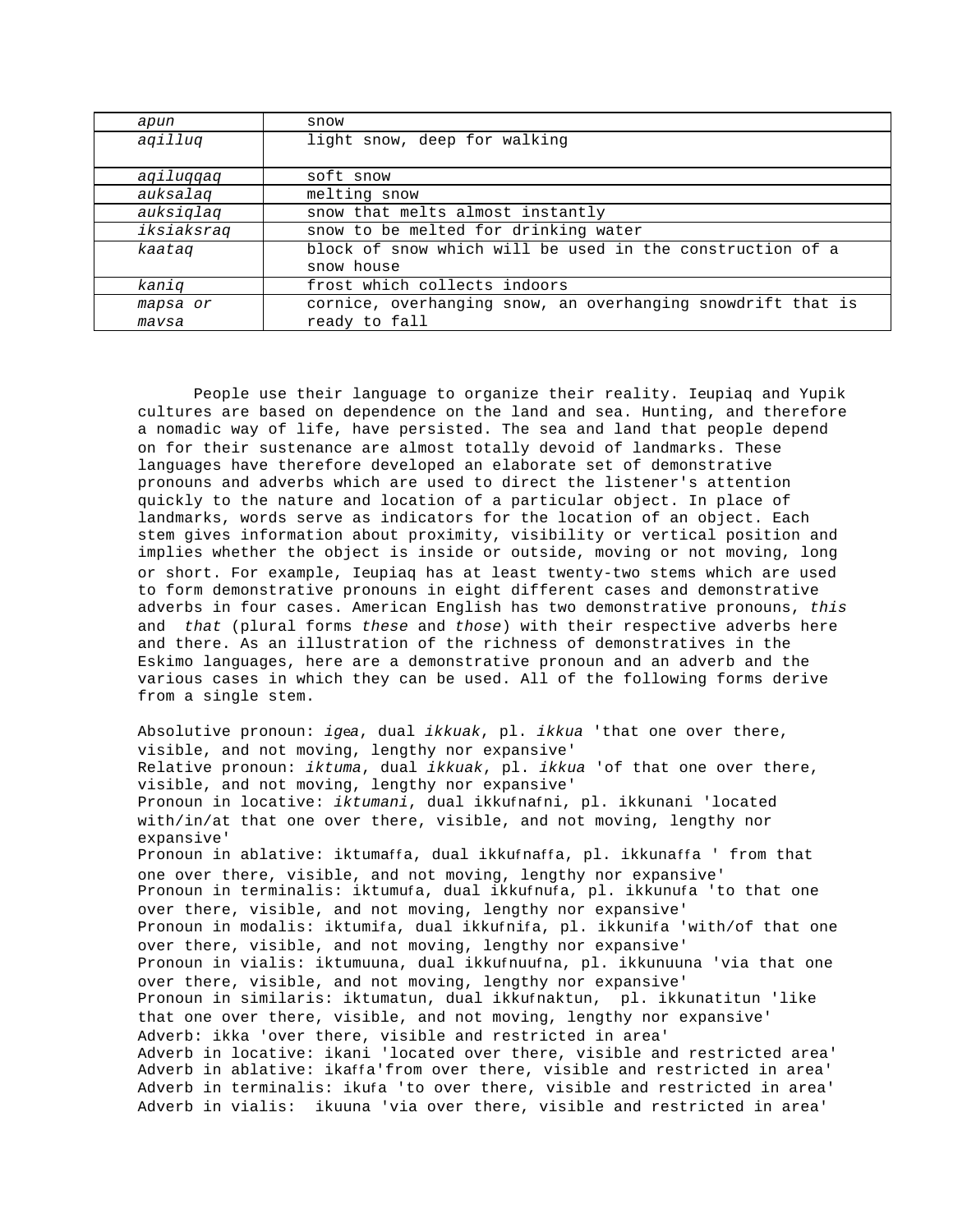| | |
|---|---|
| *apun* | snow |
| *aqilluq* | light snow, deep for walking |
| *aqiluqqaq* | soft snow |
| *auksalaq* | melting snow |
| *auksiqlaq* | snow that melts almost instantly |
| *iksiaksraq* | snow to be melted for drinking water |
| *kaataq* | block of snow which will be used in the construction of a snow house |
| *kaniq* | frost which collects indoors |
| *mapsa or mavsa* | cornice, overhanging snow, an overhanging snowdrift that is ready to fall |

People use their language to organize their reality. Ieupiaq and Yupik cultures are based on dependence on the land and sea. Hunting, and therefore a nomadic way of life, have persisted. The sea and land that people depend on for their sustenance are almost totally devoid of landmarks. These languages have therefore developed an elaborate set of demonstrative pronouns and adverbs which are used to direct the listener's attention quickly to the nature and location of a particular object. In place of landmarks, words serve as indicators for the location of an object. Each stem gives information about proximity, visibility or vertical position and implies whether the object is inside or outside, moving or not moving, long or short. For example, Ieupiaq has at least twenty-two stems which are used to form demonstrative pronouns in eight different cases and demonstrative adverbs in four cases. American English has two demonstrative pronouns, *this* and *that* (plural forms *these* and *those*) with their respective adverbs here and there. As an illustration of the richness of demonstratives in the Eskimo languages, here are a demonstrative pronoun and an adverb and the various cases in which they can be used. All of the following forms derive from a single stem.

Absolutive pronoun: *igea*, dual *ikkuak*, pl. *ikkua* 'that one over there, visible, and not moving, lengthy nor expansive'
Relative pronoun: *iktuma*, dual *ikkuak*, pl. *ikkua* 'of that one over there, visible, and not moving, lengthy nor expansive'
Pronoun in locative: *iktumani*, dual ikkufnafni, pl. ikkunani 'located with/in/at that one over there, visible, and not moving, lengthy nor expansive'
Pronoun in ablative: iktumaffa, dual ikkufnaffa, pl. ikkunaffa ' from that one over there, visible, and not moving, lengthy nor expansive'
Pronoun in terminalis: iktumufa, dual ikkufnufa, pl. ikkunufa 'to that one over there, visible, and not moving, lengthy nor expansive'
Pronoun in modalis: iktumifa, dual ikkufnifa, pl. ikkunifa 'with/of that one over there, visible, and not moving, lengthy nor expansive'
Pronoun in vialis: iktumuuna, dual ikkufnuufna, pl. ikkunuuna 'via that one over there, visible, and not moving, lengthy nor expansive'
Pronoun in similaris: iktumatun, dual ikkufnaktun, pl. ikkunatitun 'like that one over there, visible, and not moving, lengthy nor expansive'
Adverb: ikka 'over there, visible and restricted in area'
Adverb in locative: ikani 'located over there, visible and restricted area'
Adverb in ablative: ikaffa'from over there, visible and restricted in area'
Adverb in terminalis: ikufa 'to over there, visible and restricted in area'
Adverb in vialis: ikuuna 'via over there, visible and restricted in area'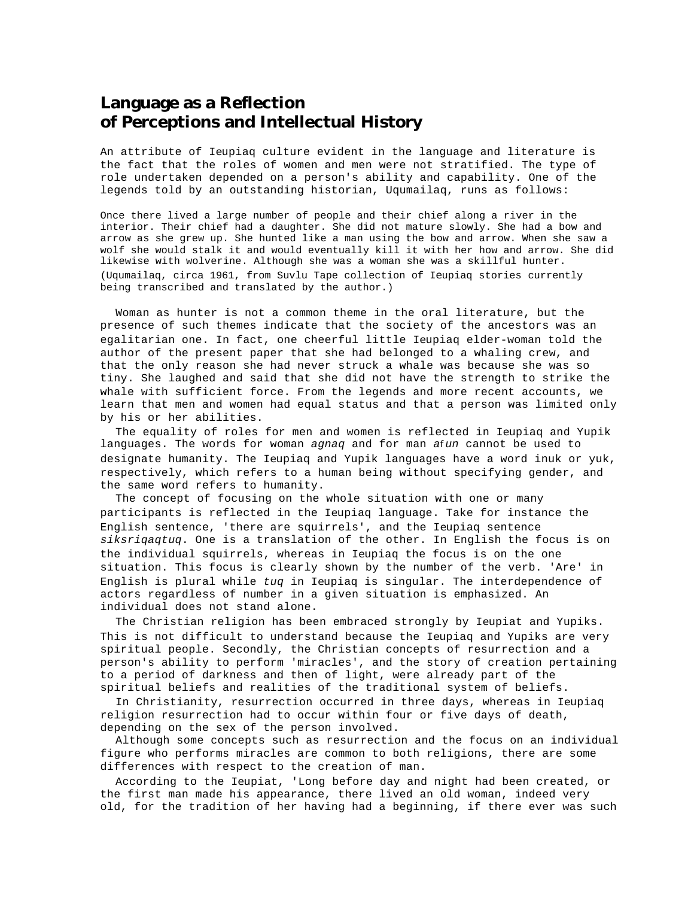# Language as a Reflection of Perceptions and Intellectual History

An attribute of Ieupiaq culture evident in the language and literature is the fact that the roles of women and men were not stratified. The type of role undertaken depended on a person's ability and capability. One of the legends told by an outstanding historian, Uqumailaq, runs as follows:

> Once there lived a large number of people and their chief along a river in the interior. Their chief had a daughter. She did not mature slowly. She had a bow and arrow as she grew up. She hunted like a man using the bow and arrow. When she saw a wolf she would stalk it and would eventually kill it with her how and arrow. She did likewise with wolverine. Although she was a woman she was a skillful hunter.
>
> (Uqumailaq, circa 1961, from Suvlu Tape collection of Ieupiaq stories currently being transcribed and translated by the author.)

Woman as hunter is not a common theme in the oral literature, but the presence of such themes indicate that the society of the ancestors was an egalitarian one. In fact, one cheerful little Ieupiaq elder-woman told the author of the present paper that she had belonged to a whaling crew, and that the only reason she had never struck a whale was because she was so tiny. She laughed and said that she did not have the strength to strike the whale with sufficient force. From the legends and more recent accounts, we learn that men and women had equal status and that a person was limited only by his or her abilities.

The equality of roles for men and women is reflected in Ieupiaq and Yupik languages. The words for woman *agnaq* and for man *aſun* cannot be used to designate humanity. The Ieupiaq and Yupik languages have a word inuk or yuk, respectively, which refers to a human being without specifying gender, and the same word refers to humanity.

The concept of focusing on the whole situation with one or many participants is reflected in the Ieupiaq language. Take for instance the English sentence, 'there are squirrels', and the Ieupiaq sentence *siksriqaqtuq*. One is a translation of the other. In English the focus is on the individual squirrels, whereas in Ieupiaq the focus is on the one situation. This focus is clearly shown by the number of the verb. 'Are' in English is plural while *tuq* in Ieupiaq is singular. The interdependence of actors regardless of number in a given situation is emphasized. An individual does not stand alone.

The Christian religion has been embraced strongly by Ieupiat and Yupiks. This is not difficult to understand because the Ieupiaq and Yupiks are very spiritual people. Secondly, the Christian concepts of resurrection and a person's ability to perform 'miracles', and the story of creation pertaining to a period of darkness and then of light, were already part of the spiritual beliefs and realities of the traditional system of beliefs.

In Christianity, resurrection occurred in three days, whereas in Ieupiaq religion resurrection had to occur within four or five days of death, depending on the sex of the person involved.

Although some concepts such as resurrection and the focus on an individual figure who performs miracles are common to both religions, there are some differences with respect to the creation of man.

According to the Ieupiat, 'Long before day and night had been created, or the first man made his appearance, there lived an old woman, indeed very old, for the tradition of her having had a beginning, if there ever was such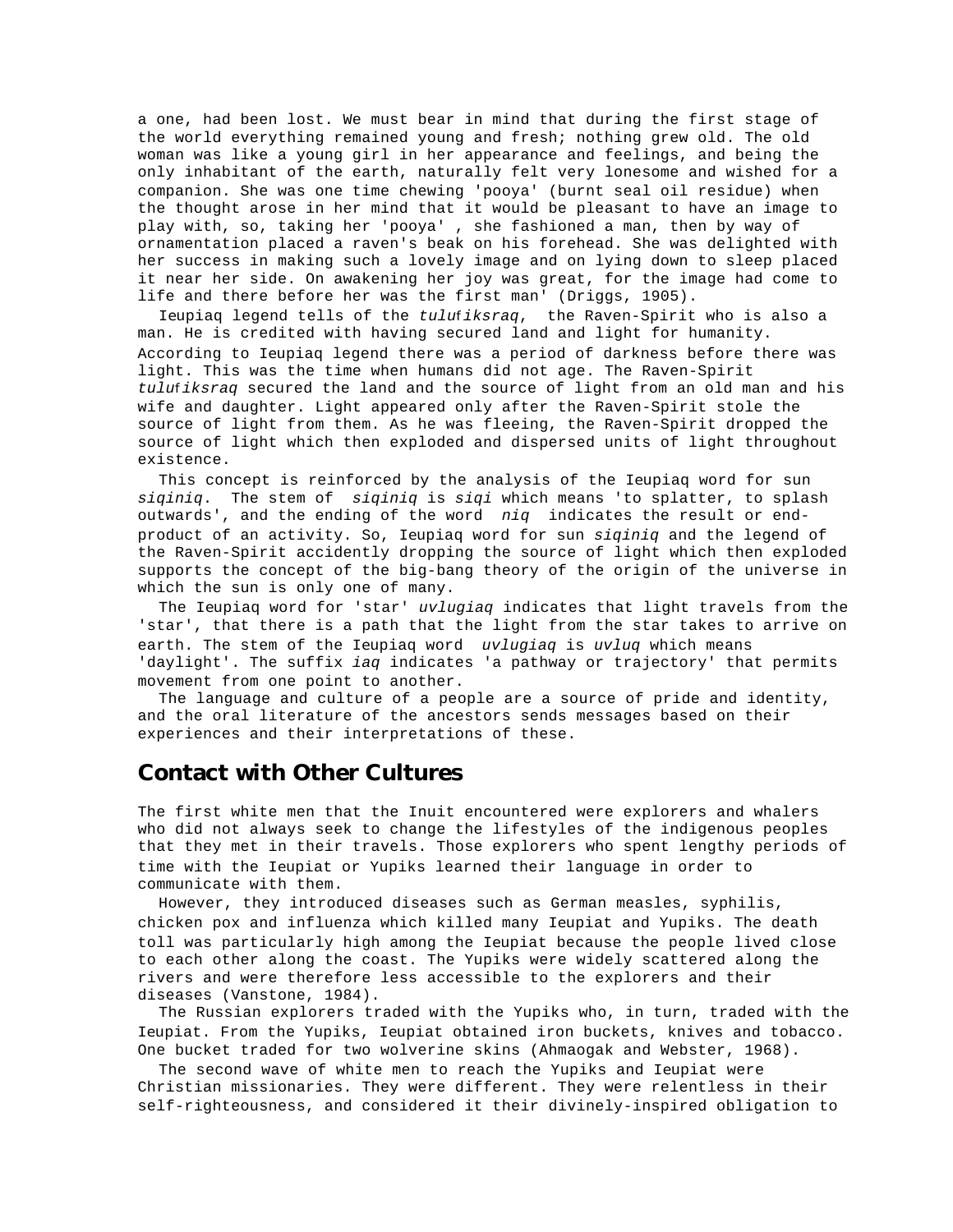a one, had been lost. We must bear in mind that during the first stage of the world everything remained young and fresh; nothing grew old. The old woman was like a young girl in her appearance and feelings, and being the only inhabitant of the earth, naturally felt very lonesome and wished for a companion. She was one time chewing 'pooya' (burnt seal oil residue) when the thought arose in her mind that it would be pleasant to have an image to play with, so, taking her 'pooya' , she fashioned a man, then by way of ornamentation placed a raven's beak on his forehead. She was delighted with her success in making such a lovely image and on lying down to sleep placed it near her side. On awakening her joy was great, for the image had come to life and there before her was the first man' (Driggs, 1905).

Ieupiaq legend tells of the *tuluƒiksraq*, the Raven-Spirit who is also a man. He is credited with having secured land and light for humanity. According to Ieupiaq legend there was a period of darkness before there was light. This was the time when humans did not age. The Raven-Spirit *tuluƒiksraq* secured the land and the source of light from an old man and his wife and daughter. Light appeared only after the Raven-Spirit stole the source of light from them. As he was fleeing, the Raven-Spirit dropped the source of light which then exploded and dispersed units of light throughout existence.

This concept is reinforced by the analysis of the Ieupiaq word for sun *siqiniq*. The stem of *siqiniq* is *siqi* which means 'to splatter, to splash outwards', and the ending of the word *niq* indicates the result or end-product of an activity. So, Ieupiaq word for sun *siqiniq* and the legend of the Raven-Spirit accidently dropping the source of light which then exploded supports the concept of the big-bang theory of the origin of the universe in which the sun is only one of many.

The Ieupiaq word for 'star' *uvlugiaq* indicates that light travels from the 'star', that there is a path that the light from the star takes to arrive on earth. The stem of the Ieupiaq word *uvlugiaq* is *uvluq* which means 'daylight'. The suffix *iaq* indicates 'a pathway or trajectory' that permits movement from one point to another.

The language and culture of a people are a source of pride and identity, and the oral literature of the ancestors sends messages based on their experiences and their interpretations of these.

## Contact with Other Cultures

The first white men that the Inuit encountered were explorers and whalers who did not always seek to change the lifestyles of the indigenous peoples that they met in their travels. Those explorers who spent lengthy periods of time with the Ieupiat or Yupiks learned their language in order to communicate with them.

However, they introduced diseases such as German measles, syphilis, chicken pox and influenza which killed many Ieupiat and Yupiks. The death toll was particularly high among the Ieupiat because the people lived close to each other along the coast. The Yupiks were widely scattered along the rivers and were therefore less accessible to the explorers and their diseases (Vanstone, 1984).

The Russian explorers traded with the Yupiks who, in turn, traded with the Ieupiat. From the Yupiks, Ieupiat obtained iron buckets, knives and tobacco. One bucket traded for two wolverine skins (Ahmaogak and Webster, 1968).

The second wave of white men to reach the Yupiks and Ieupiat were Christian missionaries. They were different. They were relentless in their self-righteousness, and considered it their divinely-inspired obligation to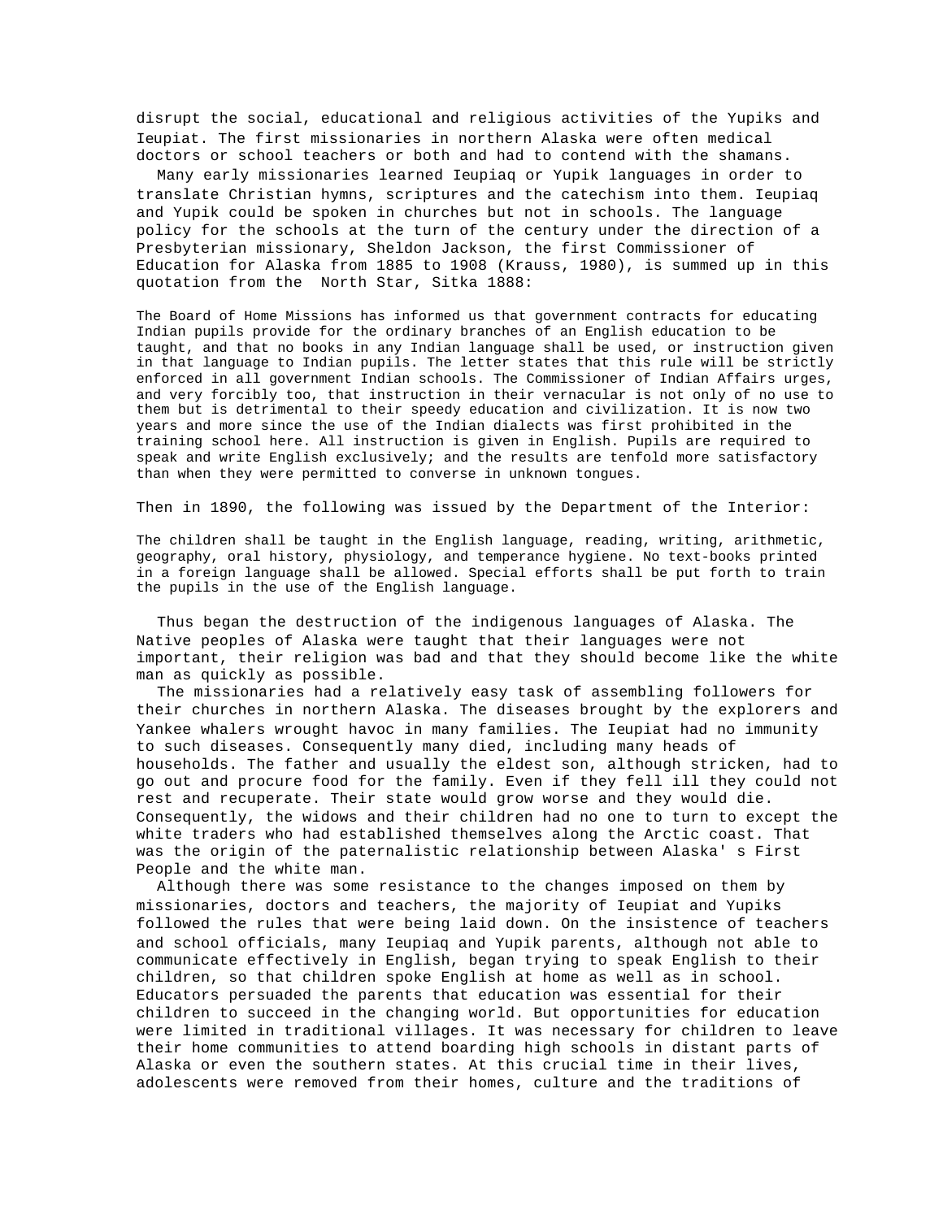disrupt the social, educational and religious activities of the Yupiks and Ieupiat. The first missionaries in northern Alaska were often medical doctors or school teachers or both and had to contend with the shamans.

Many early missionaries learned Ieupiaq or Yupik languages in order to translate Christian hymns, scriptures and the catechism into them. Ieupiaq and Yupik could be spoken in churches but not in schools. The language policy for the schools at the turn of the century under the direction of a Presbyterian missionary, Sheldon Jackson, the first Commissioner of Education for Alaska from 1885 to 1908 (Krauss, 1980), is summed up in this quotation from the North Star, Sitka 1888:

> The Board of Home Missions has informed us that government contracts for educating Indian pupils provide for the ordinary branches of an English education to be taught, and that no books in any Indian language shall be used, or instruction given in that language to Indian pupils. The letter states that this rule will be strictly enforced in all government Indian schools. The Commissioner of Indian Affairs urges, and very forcibly too, that instruction in their vernacular is not only of no use to them but is detrimental to their speedy education and civilization. It is now two years and more since the use of the Indian dialects was first prohibited in the training school here. All instruction is given in English. Pupils are required to speak and write English exclusively; and the results are tenfold more satisfactory than when they were permitted to converse in unknown tongues.

Then in 1890, the following was issued by the Department of the Interior:

> The children shall be taught in the English language, reading, writing, arithmetic, geography, oral history, physiology, and temperance hygiene. No text-books printed in a foreign language shall be allowed. Special efforts shall be put forth to train the pupils in the use of the English language.

Thus began the destruction of the indigenous languages of Alaska. The Native peoples of Alaska were taught that their languages were not important, their religion was bad and that they should become like the white man as quickly as possible.

The missionaries had a relatively easy task of assembling followers for their churches in northern Alaska. The diseases brought by the explorers and Yankee whalers wrought havoc in many families. The Ieupiat had no immunity to such diseases. Consequently many died, including many heads of households. The father and usually the eldest son, although stricken, had to go out and procure food for the family. Even if they fell ill they could not rest and recuperate. Their state would grow worse and they would die. Consequently, the widows and their children had no one to turn to except the white traders who had established themselves along the Arctic coast. That was the origin of the paternalistic relationship between Alaska' s First People and the white man.

Although there was some resistance to the changes imposed on them by missionaries, doctors and teachers, the majority of Ieupiat and Yupiks followed the rules that were being laid down. On the insistence of teachers and school officials, many Ieupiaq and Yupik parents, although not able to communicate effectively in English, began trying to speak English to their children, so that children spoke English at home as well as in school. Educators persuaded the parents that education was essential for their children to succeed in the changing world. But opportunities for education were limited in traditional villages. It was necessary for children to leave their home communities to attend boarding high schools in distant parts of Alaska or even the southern states. At this crucial time in their lives, adolescents were removed from their homes, culture and the traditions of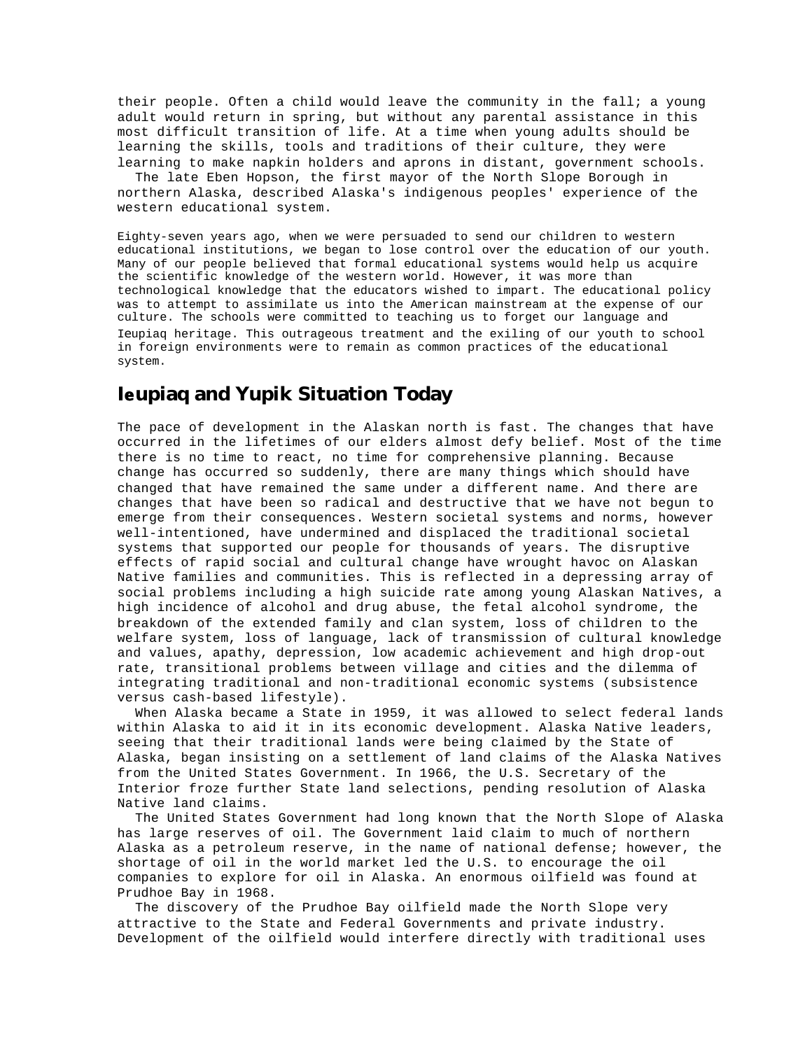their people. Often a child would leave the community in the fall; a young adult would return in spring, but without any parental assistance in this most difficult transition of life. At a time when young adults should be learning the skills, tools and traditions of their culture, they were learning to make napkin holders and aprons in distant, government schools.

The late Eben Hopson, the first mayor of the North Slope Borough in northern Alaska, described Alaska's indigenous peoples' experience of the western educational system.

> Eighty-seven years ago, when we were persuaded to send our children to western educational institutions, we began to lose control over the education of our youth. Many of our people believed that formal educational systems would help us acquire the scientific knowledge of the western world. However, it was more than technological knowledge that the educators wished to impart. The educational policy was to attempt to assimilate us into the American mainstream at the expense of our culture. The schools were committed to teaching us to forget our language and Ieupiaq heritage. This outrageous treatment and the exiling of our youth to school in foreign environments were to remain as common practices of the educational system.

## Ieupiaq and Yupik Situation Today

The pace of development in the Alaskan north is fast. The changes that have occurred in the lifetimes of our elders almost defy belief. Most of the time there is no time to react, no time for comprehensive planning. Because change has occurred so suddenly, there are many things which should have changed that have remained the same under a different name. And there are changes that have been so radical and destructive that we have not begun to emerge from their consequences. Western societal systems and norms, however well-intentioned, have undermined and displaced the traditional societal systems that supported our people for thousands of years. The disruptive effects of rapid social and cultural change have wrought havoc on Alaskan Native families and communities. This is reflected in a depressing array of social problems including a high suicide rate among young Alaskan Natives, a high incidence of alcohol and drug abuse, the fetal alcohol syndrome, the breakdown of the extended family and clan system, loss of children to the welfare system, loss of language, lack of transmission of cultural knowledge and values, apathy, depression, low academic achievement and high drop-out rate, transitional problems between village and cities and the dilemma of integrating traditional and non-traditional economic systems (subsistence versus cash-based lifestyle).

When Alaska became a State in 1959, it was allowed to select federal lands within Alaska to aid it in its economic development. Alaska Native leaders, seeing that their traditional lands were being claimed by the State of Alaska, began insisting on a settlement of land claims of the Alaska Natives from the United States Government. In 1966, the U.S. Secretary of the Interior froze further State land selections, pending resolution of Alaska Native land claims.

The United States Government had long known that the North Slope of Alaska has large reserves of oil. The Government laid claim to much of northern Alaska as a petroleum reserve, in the name of national defense; however, the shortage of oil in the world market led the U.S. to encourage the oil companies to explore for oil in Alaska. An enormous oilfield was found at Prudhoe Bay in 1968.

The discovery of the Prudhoe Bay oilfield made the North Slope very attractive to the State and Federal Governments and private industry. Development of the oilfield would interfere directly with traditional uses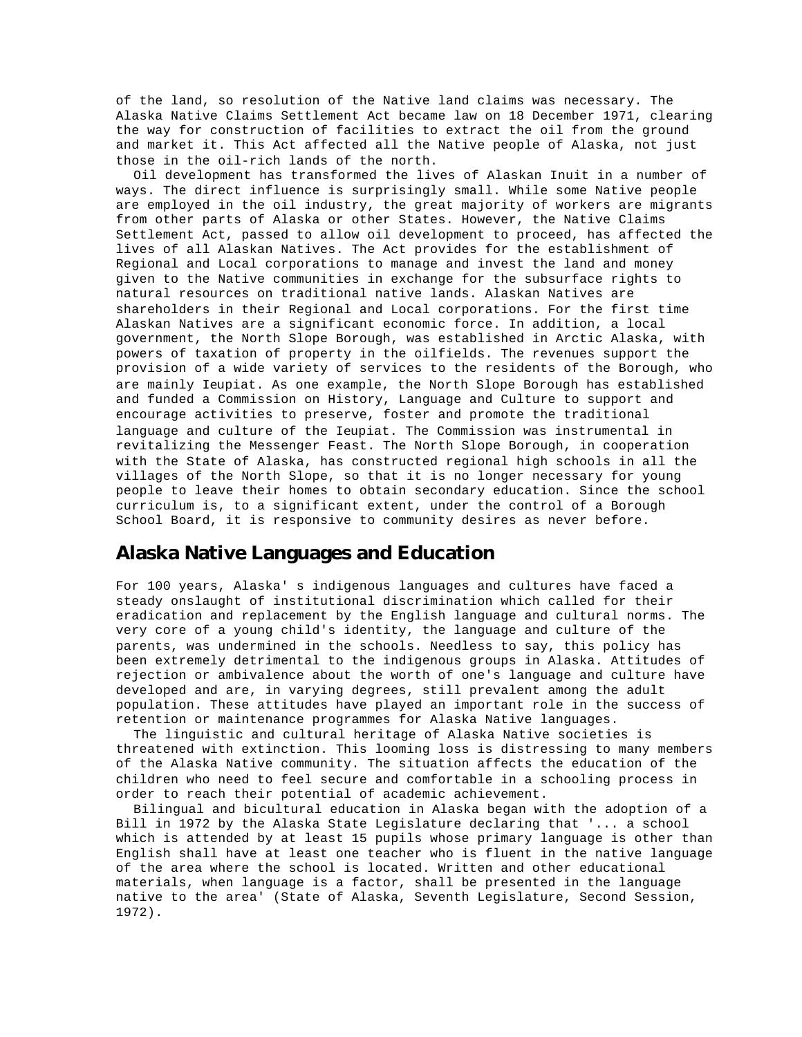of the land, so resolution of the Native land claims was necessary. The Alaska Native Claims Settlement Act became law on 18 December 1971, clearing the way for construction of facilities to extract the oil from the ground and market it. This Act affected all the Native people of Alaska, not just those in the oil-rich lands of the north.

Oil development has transformed the lives of Alaskan Inuit in a number of ways. The direct influence is surprisingly small. While some Native people are employed in the oil industry, the great majority of workers are migrants from other parts of Alaska or other States. However, the Native Claims Settlement Act, passed to allow oil development to proceed, has affected the lives of all Alaskan Natives. The Act provides for the establishment of Regional and Local corporations to manage and invest the land and money given to the Native communities in exchange for the subsurface rights to natural resources on traditional native lands. Alaskan Natives are shareholders in their Regional and Local corporations. For the first time Alaskan Natives are a significant economic force. In addition, a local government, the North Slope Borough, was established in Arctic Alaska, with powers of taxation of property in the oilfields. The revenues support the provision of a wide variety of services to the residents of the Borough, who are mainly Ieupiat. As one example, the North Slope Borough has established and funded a Commission on History, Language and Culture to support and encourage activities to preserve, foster and promote the traditional language and culture of the Ieupiat. The Commission was instrumental in revitalizing the Messenger Feast. The North Slope Borough, in cooperation with the State of Alaska, has constructed regional high schools in all the villages of the North Slope, so that it is no longer necessary for young people to leave their homes to obtain secondary education. Since the school curriculum is, to a significant extent, under the control of a Borough School Board, it is responsive to community desires as never before.

## Alaska Native Languages and Education

For 100 years, Alaska' s indigenous languages and cultures have faced a steady onslaught of institutional discrimination which called for their eradication and replacement by the English language and cultural norms. The very core of a young child's identity, the language and culture of the parents, was undermined in the schools. Needless to say, this policy has been extremely detrimental to the indigenous groups in Alaska. Attitudes of rejection or ambivalence about the worth of one's language and culture have developed and are, in varying degrees, still prevalent among the adult population. These attitudes have played an important role in the success of retention or maintenance programmes for Alaska Native languages.

The linguistic and cultural heritage of Alaska Native societies is threatened with extinction. This looming loss is distressing to many members of the Alaska Native community. The situation affects the education of the children who need to feel secure and comfortable in a schooling process in order to reach their potential of academic achievement.

Bilingual and bicultural education in Alaska began with the adoption of a Bill in 1972 by the Alaska State Legislature declaring that '... a school which is attended by at least 15 pupils whose primary language is other than English shall have at least one teacher who is fluent in the native language of the area where the school is located. Written and other educational materials, when language is a factor, shall be presented in the language native to the area' (State of Alaska, Seventh Legislature, Second Session, 1972).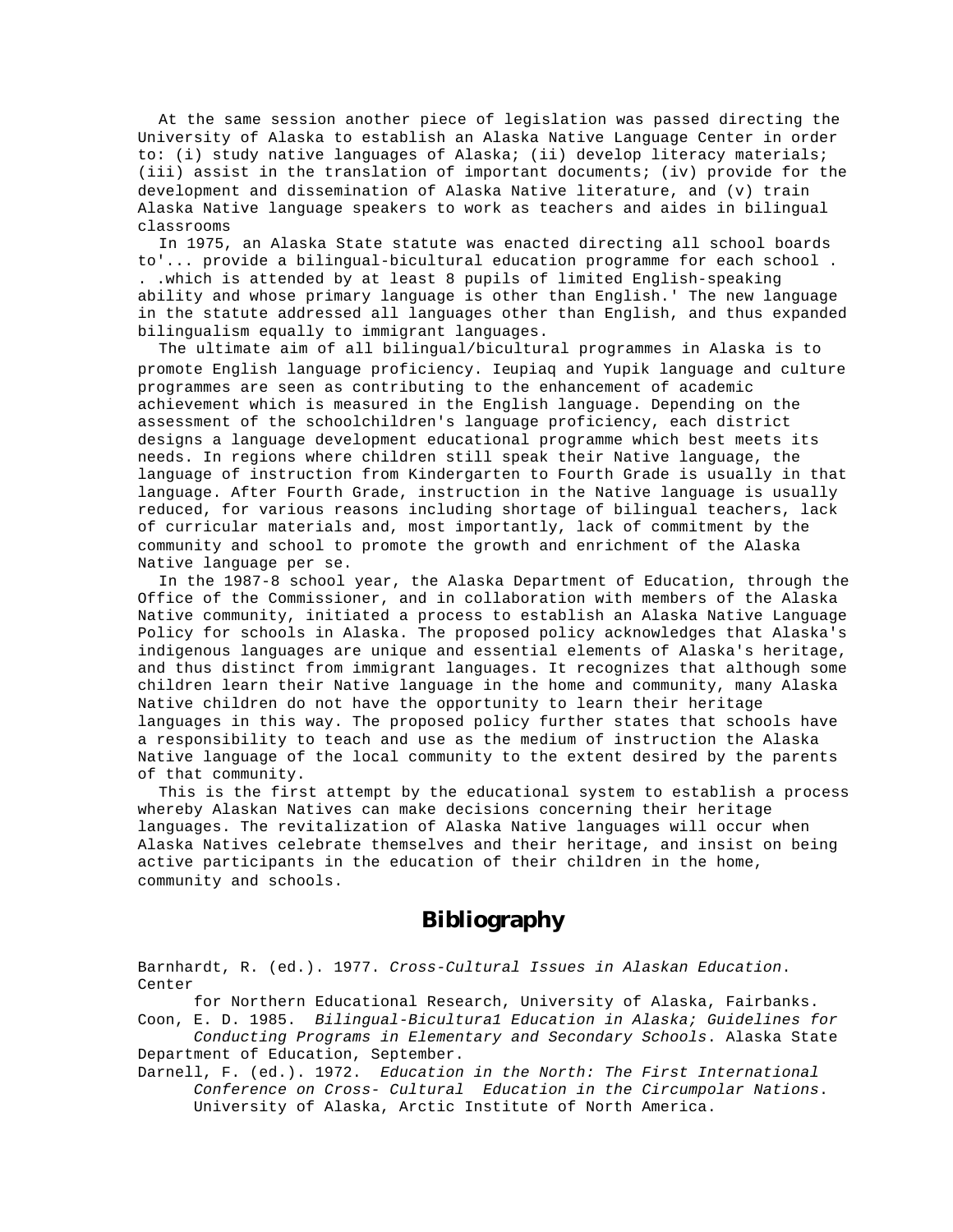At the same session another piece of legislation was passed directing the University of Alaska to establish an Alaska Native Language Center in order to: (i) study native languages of Alaska; (ii) develop literacy materials; (iii) assist in the translation of important documents; (iv) provide for the development and dissemination of Alaska Native literature, and (v) train Alaska Native language speakers to work as teachers and aides in bilingual classrooms

In 1975, an Alaska State statute was enacted directing all school boards to'... provide a bilingual-bicultural education programme for each school . . .which is attended by at least 8 pupils of limited English-speaking ability and whose primary language is other than English.' The new language in the statute addressed all languages other than English, and thus expanded bilingualism equally to immigrant languages.

The ultimate aim of all bilingual/bicultural programmes in Alaska is to promote English language proficiency. Ieupiaq and Yupik language and culture programmes are seen as contributing to the enhancement of academic achievement which is measured in the English language. Depending on the assessment of the schoolchildren's language proficiency, each district designs a language development educational programme which best meets its needs. In regions where children still speak their Native language, the language of instruction from Kindergarten to Fourth Grade is usually in that language. After Fourth Grade, instruction in the Native language is usually reduced, for various reasons including shortage of bilingual teachers, lack of curricular materials and, most importantly, lack of commitment by the community and school to promote the growth and enrichment of the Alaska Native language per se.

In the 1987-8 school year, the Alaska Department of Education, through the Office of the Commissioner, and in collaboration with members of the Alaska Native community, initiated a process to establish an Alaska Native Language Policy for schools in Alaska. The proposed policy acknowledges that Alaska's indigenous languages are unique and essential elements of Alaska's heritage, and thus distinct from immigrant languages. It recognizes that although some children learn their Native language in the home and community, many Alaska Native children do not have the opportunity to learn their heritage languages in this way. The proposed policy further states that schools have a responsibility to teach and use as the medium of instruction the Alaska Native language of the local community to the extent desired by the parents of that community.

This is the first attempt by the educational system to establish a process whereby Alaskan Natives can make decisions concerning their heritage languages. The revitalization of Alaska Native languages will occur when Alaska Natives celebrate themselves and their heritage, and insist on being active participants in the education of their children in the home, community and schools.

## Bibliography

Barnhardt, R. (ed.). 1977. *Cross-Cultural Issues in Alaskan Education*. Center for Northern Educational Research, University of Alaska, Fairbanks.

Coon, E. D. 1985. *Bilingual-Bicultura1 Education in Alaska; Guidelines for Conducting Programs in Elementary and Secondary Schools*. Alaska State Department of Education, September.

Darnell, F. (ed.). 1972. *Education in the North: The First International Conference on Cross- Cultural Education in the Circumpolar Nations*. University of Alaska, Arctic Institute of North America.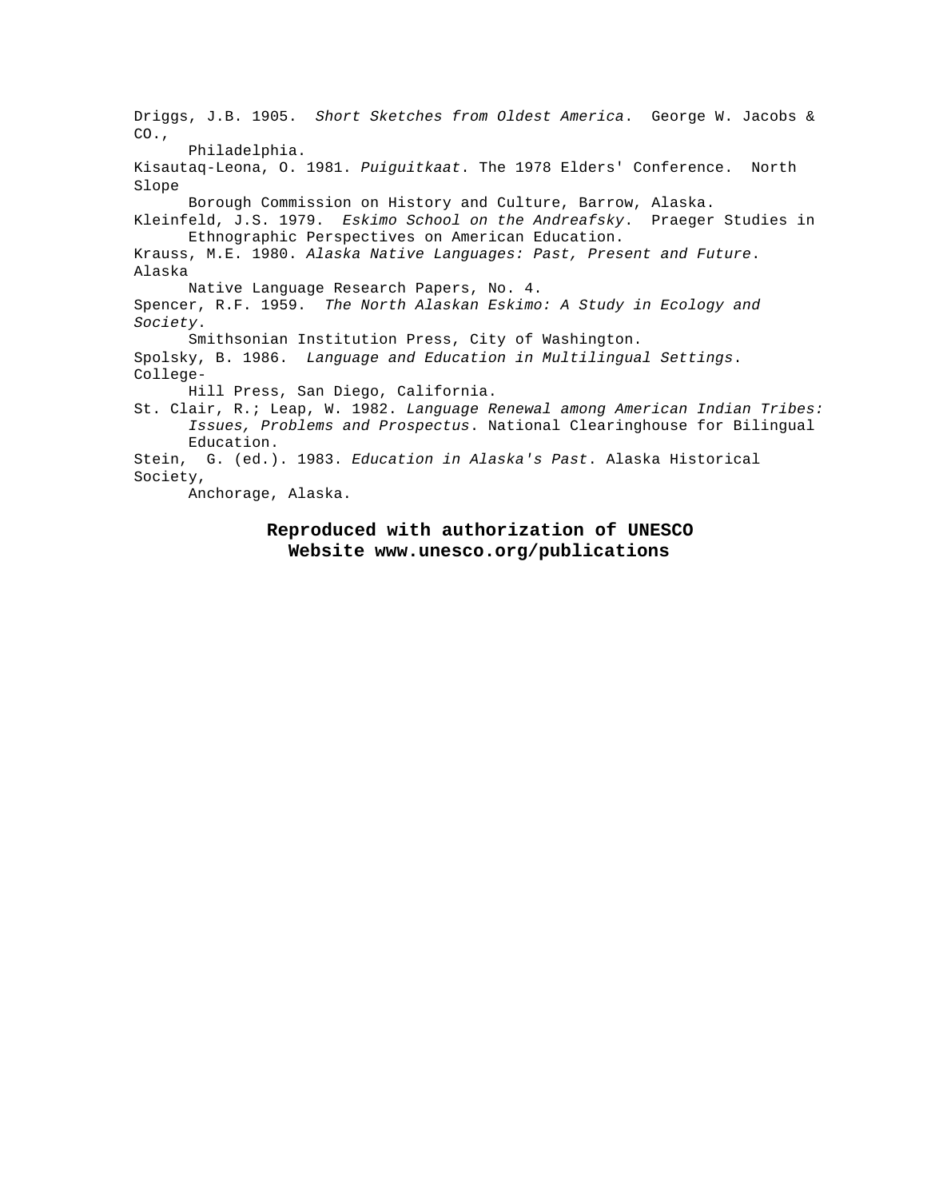Driggs, J.B. 1905. *Short Sketches from Oldest America*. George W. Jacobs & CO., Philadelphia.

Kisautaq-Leona, O. 1981. *Puiguitkaat*. The 1978 Elders' Conference. North Slope Borough Commission on History and Culture, Barrow, Alaska.

Kleinfeld, J.S. 1979. *Eskimo School on the Andreafsky*. Praeger Studies in Ethnographic Perspectives on American Education.

Krauss, M.E. 1980. *Alaska Native Languages: Past, Present and Future*. Alaska Native Language Research Papers, No. 4.

Spencer, R.F. 1959. *The North Alaskan Eskimo: A Study in Ecology and Society*. Smithsonian Institution Press, City of Washington.

Spolsky, B. 1986. *Language and Education in Multilingual Settings*. College-Hill Press, San Diego, California.

St. Clair, R.; Leap, W. 1982. *Language Renewal among American Indian Tribes: Issues, Problems and Prospectus*. National Clearinghouse for Bilingual Education.

Stein, G. (ed.). 1983. *Education in Alaska's Past*. Alaska Historical Society, Anchorage, Alaska.

**Reproduced with authorization of UNESCO**
**Website www.unesco.org/publications**